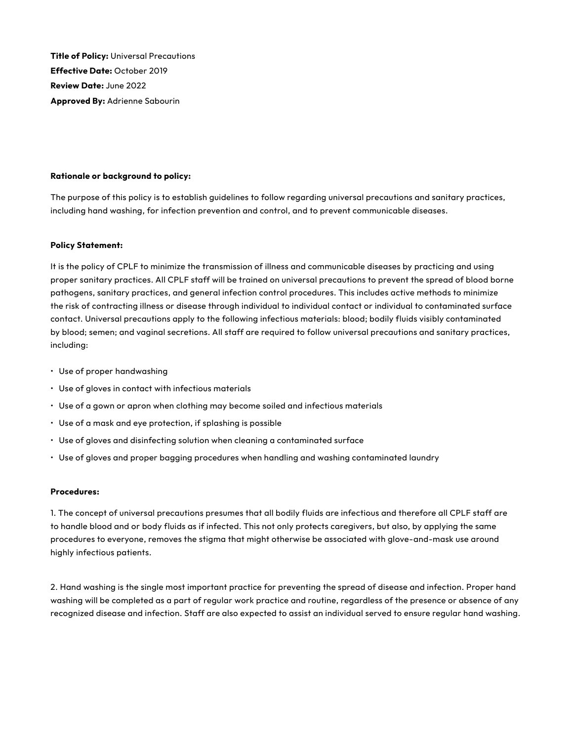**Title of Policy:** Universal Precautions
**Effective Date:** October 2019
**Review Date:** June 2022
**Approved By:** Adrienne Sabourin

**Rationale or background to policy:**

The purpose of this policy is to establish guidelines to follow regarding universal precautions and sanitary practices, including hand washing, for infection prevention and control, and to prevent communicable diseases.

**Policy Statement:**

It is the policy of CPLF to minimize the transmission of illness and communicable diseases by practicing and using proper sanitary practices. All CPLF staff will be trained on universal precautions to prevent the spread of blood borne pathogens, sanitary practices, and general infection control procedures. This includes active methods to minimize the risk of contracting illness or disease through individual to individual contact or individual to contaminated surface contact. Universal precautions apply to the following infectious materials: blood; bodily fluids visibly contaminated by blood; semen; and vaginal secretions. All staff are required to follow universal precautions and sanitary practices, including:

- Use of proper handwashing
- Use of gloves in contact with infectious materials
- Use of a gown or apron when clothing may become soiled and infectious materials
- Use of a mask and eye protection, if splashing is possible
- Use of gloves and disinfecting solution when cleaning a contaminated surface
- Use of gloves and proper bagging procedures when handling and washing contaminated laundry

**Procedures:**

1. The concept of universal precautions presumes that all bodily fluids are infectious and therefore all CPLF staff are to handle blood and or body fluids as if infected. This not only protects caregivers, but also, by applying the same procedures to everyone, removes the stigma that might otherwise be associated with glove-and-mask use around highly infectious patients.

2. Hand washing is the single most important practice for preventing the spread of disease and infection. Proper hand washing will be completed as a part of regular work practice and routine, regardless of the presence or absence of any recognized disease and infection. Staff are also expected to assist an individual served to ensure regular hand washing.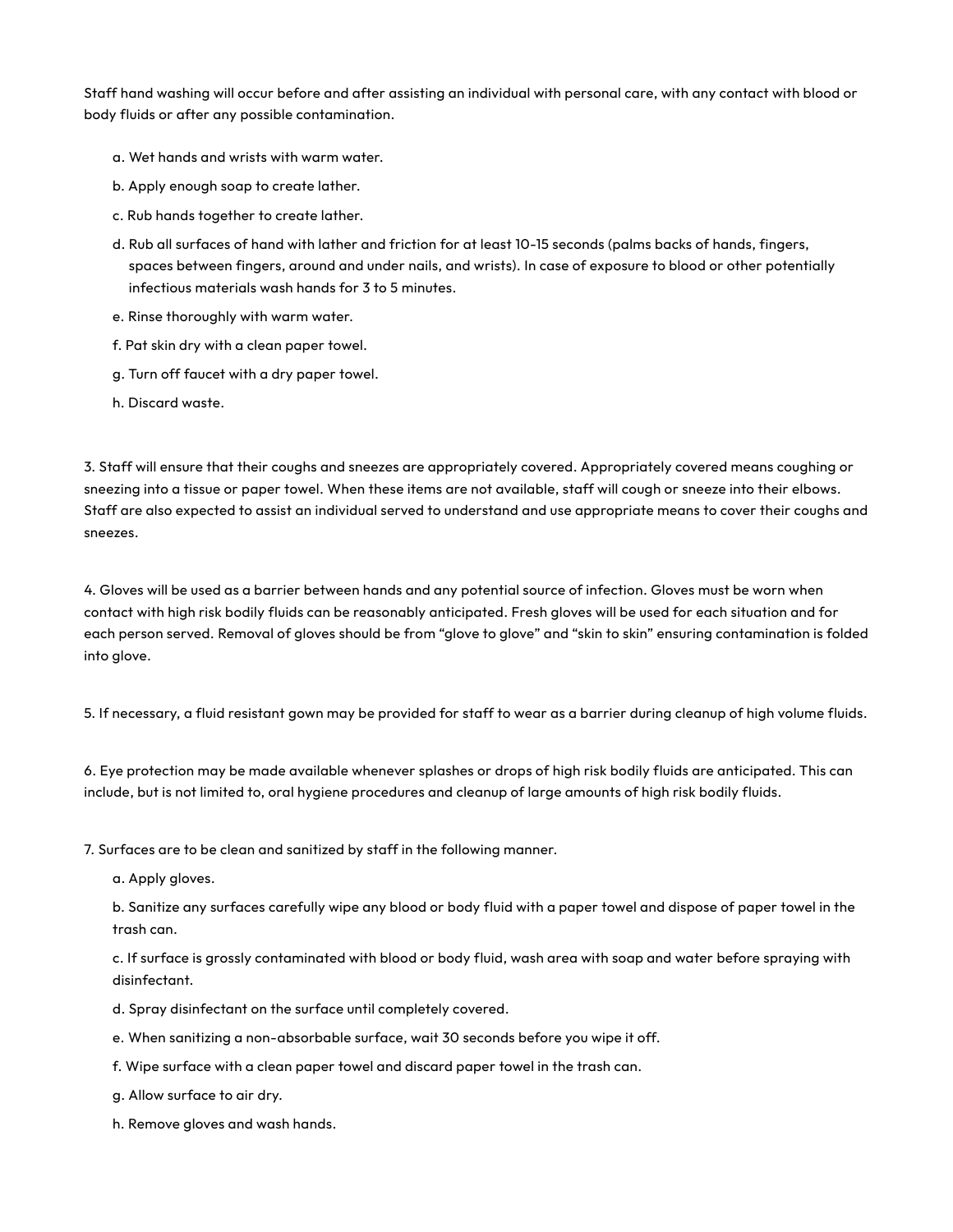Staff hand washing will occur before and after assisting an individual with personal care, with any contact with blood or body fluids or after any possible contamination.

a. Wet hands and wrists with warm water.

b. Apply enough soap to create lather.

c. Rub hands together to create lather.

d. Rub all surfaces of hand with lather and friction for at least 10-15 seconds (palms backs of hands, fingers, spaces between fingers, around and under nails, and wrists). In case of exposure to blood or other potentially infectious materials wash hands for 3 to 5 minutes.

e. Rinse thoroughly with warm water.

f. Pat skin dry with a clean paper towel.

g. Turn off faucet with a dry paper towel.

h. Discard waste.

3. Staff will ensure that their coughs and sneezes are appropriately covered. Appropriately covered means coughing or sneezing into a tissue or paper towel. When these items are not available, staff will cough or sneeze into their elbows. Staff are also expected to assist an individual served to understand and use appropriate means to cover their coughs and sneezes.

4. Gloves will be used as a barrier between hands and any potential source of infection. Gloves must be worn when contact with high risk bodily fluids can be reasonably anticipated. Fresh gloves will be used for each situation and for each person served. Removal of gloves should be from "glove to glove" and "skin to skin" ensuring contamination is folded into glove.

5. If necessary, a fluid resistant gown may be provided for staff to wear as a barrier during cleanup of high volume fluids.

6. Eye protection may be made available whenever splashes or drops of high risk bodily fluids are anticipated. This can include, but is not limited to, oral hygiene procedures and cleanup of large amounts of high risk bodily fluids.

7. Surfaces are to be clean and sanitized by staff in the following manner.

a. Apply gloves.

b. Sanitize any surfaces carefully wipe any blood or body fluid with a paper towel and dispose of paper towel in the trash can.

c. If surface is grossly contaminated with blood or body fluid, wash area with soap and water before spraying with disinfectant.

d. Spray disinfectant on the surface until completely covered.

e. When sanitizing a non-absorbable surface, wait 30 seconds before you wipe it off.

f. Wipe surface with a clean paper towel and discard paper towel in the trash can.

g. Allow surface to air dry.

h. Remove gloves and wash hands.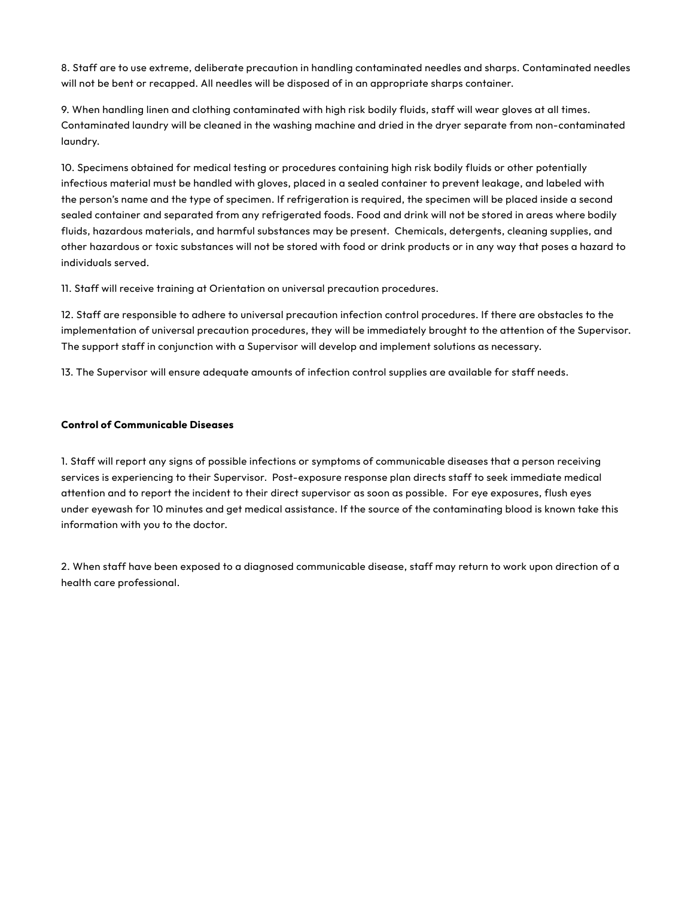8. Staff are to use extreme, deliberate precaution in handling contaminated needles and sharps. Contaminated needles will not be bent or recapped. All needles will be disposed of in an appropriate sharps container.

9. When handling linen and clothing contaminated with high risk bodily fluids, staff will wear gloves at all times. Contaminated laundry will be cleaned in the washing machine and dried in the dryer separate from non-contaminated laundry.

10. Specimens obtained for medical testing or procedures containing high risk bodily fluids or other potentially infectious material must be handled with gloves, placed in a sealed container to prevent leakage, and labeled with the person's name and the type of specimen. If refrigeration is required, the specimen will be placed inside a second sealed container and separated from any refrigerated foods. Food and drink will not be stored in areas where bodily fluids, hazardous materials, and harmful substances may be present. Chemicals, detergents, cleaning supplies, and other hazardous or toxic substances will not be stored with food or drink products or in any way that poses a hazard to individuals served.

11. Staff will receive training at Orientation on universal precaution procedures.

12. Staff are responsible to adhere to universal precaution infection control procedures. If there are obstacles to the implementation of universal precaution procedures, they will be immediately brought to the attention of the Supervisor. The support staff in conjunction with a Supervisor will develop and implement solutions as necessary.

13. The Supervisor will ensure adequate amounts of infection control supplies are available for staff needs.

**Control of Communicable Diseases**

1. Staff will report any signs of possible infections or symptoms of communicable diseases that a person receiving services is experiencing to their Supervisor. Post-exposure response plan directs staff to seek immediate medical attention and to report the incident to their direct supervisor as soon as possible. For eye exposures, flush eyes under eyewash for 10 minutes and get medical assistance. If the source of the contaminating blood is known take this information with you to the doctor.

2. When staff have been exposed to a diagnosed communicable disease, staff may return to work upon direction of a health care professional.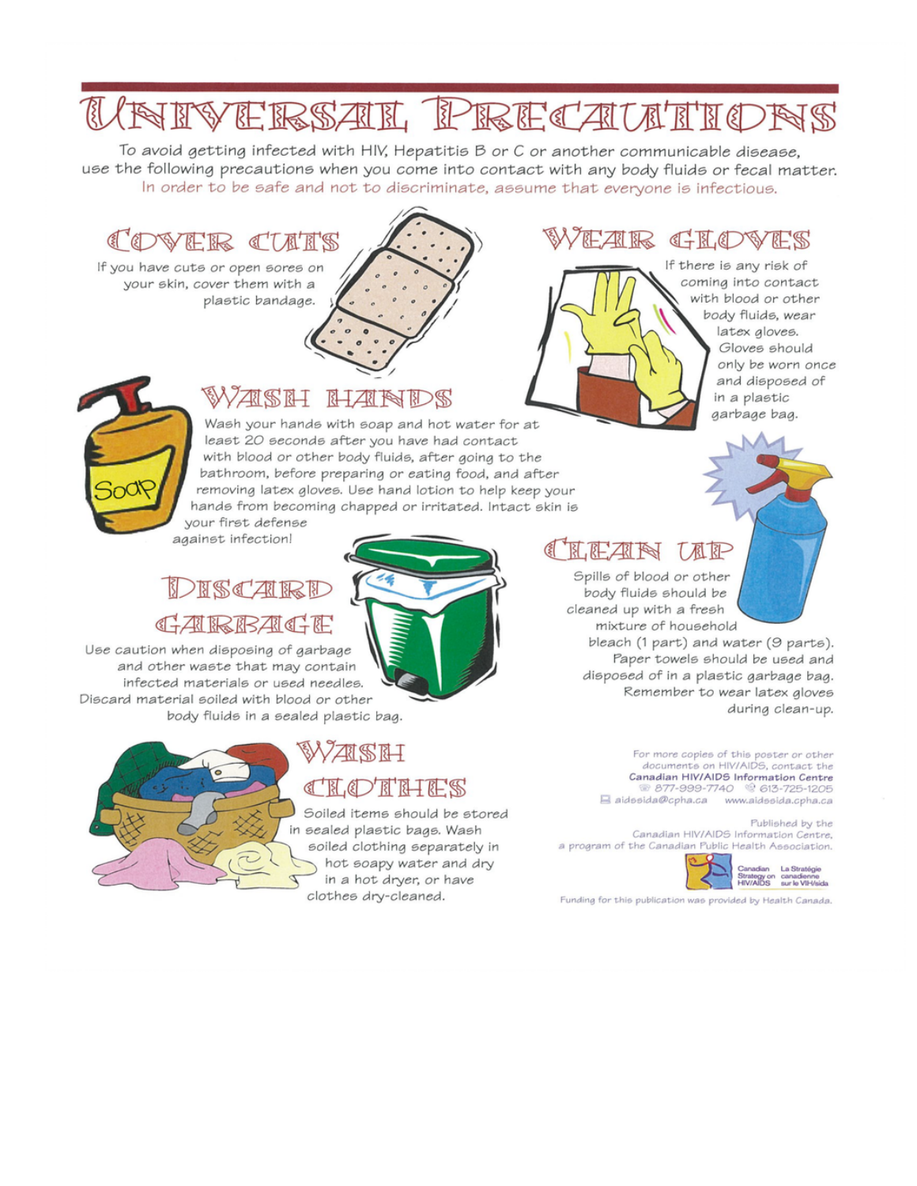# Universal Precautions

To avoid getting infected with HIV, Hepatitis B or C or another communicable disease, use the following precautions when you come into contact with any body fluids or fecal matter.

In order to be safe and not to discriminate, assume that everyone is infectious.

## Cover Cuts

If you have cuts or open sores on your skin, cover them with a plastic bandage.

## Wear Gloves

If there is any risk of coming into contact with blood or other body fluids, wear latex gloves. Gloves should only be worn once and disposed of in a plastic garbage bag.

## Wash Hands

Wash your hands with soap and hot water for at least 20 seconds after you have had contact with blood or other body fluids, after going to the bathroom, before preparing or eating food, and after removing latex gloves. Use hand lotion to help keep your hands from becoming chapped or irritated. Intact skin is your first defense against infection!

## Clean Up

Spills of blood or other body fluids should be cleaned up with a fresh mixture of household bleach (1 part) and water (9 parts). Paper towels should be used and disposed of in a plastic garbage bag. Remember to wear latex gloves during clean-up.

## Discard Garbage

Use caution when disposing of garbage and other waste that may contain infected materials or used needles. Discard material soiled with blood or other body fluids in a sealed plastic bag.

## Wash Clothes

Soiled items should be stored in sealed plastic bags. Wash soiled clothing separately in hot soapy water and dry in a hot dryer, or have clothes dry-cleaned.

For more copies of this poster or other documents on HIV/AIDS, contact the **Canadian HIV/AIDS Information Centre**
877-999-7740 613-725-1205
aidssida@cpha.ca www.aidssida.cpha.ca

Published by the Canadian HIV/AIDS Information Centre, a program of the Canadian Public Health Association.

Canadian Strategy on HIV/AIDS — La Stratégie canadienne sur le VIH/sida

Funding for this publication was provided by Health Canada.